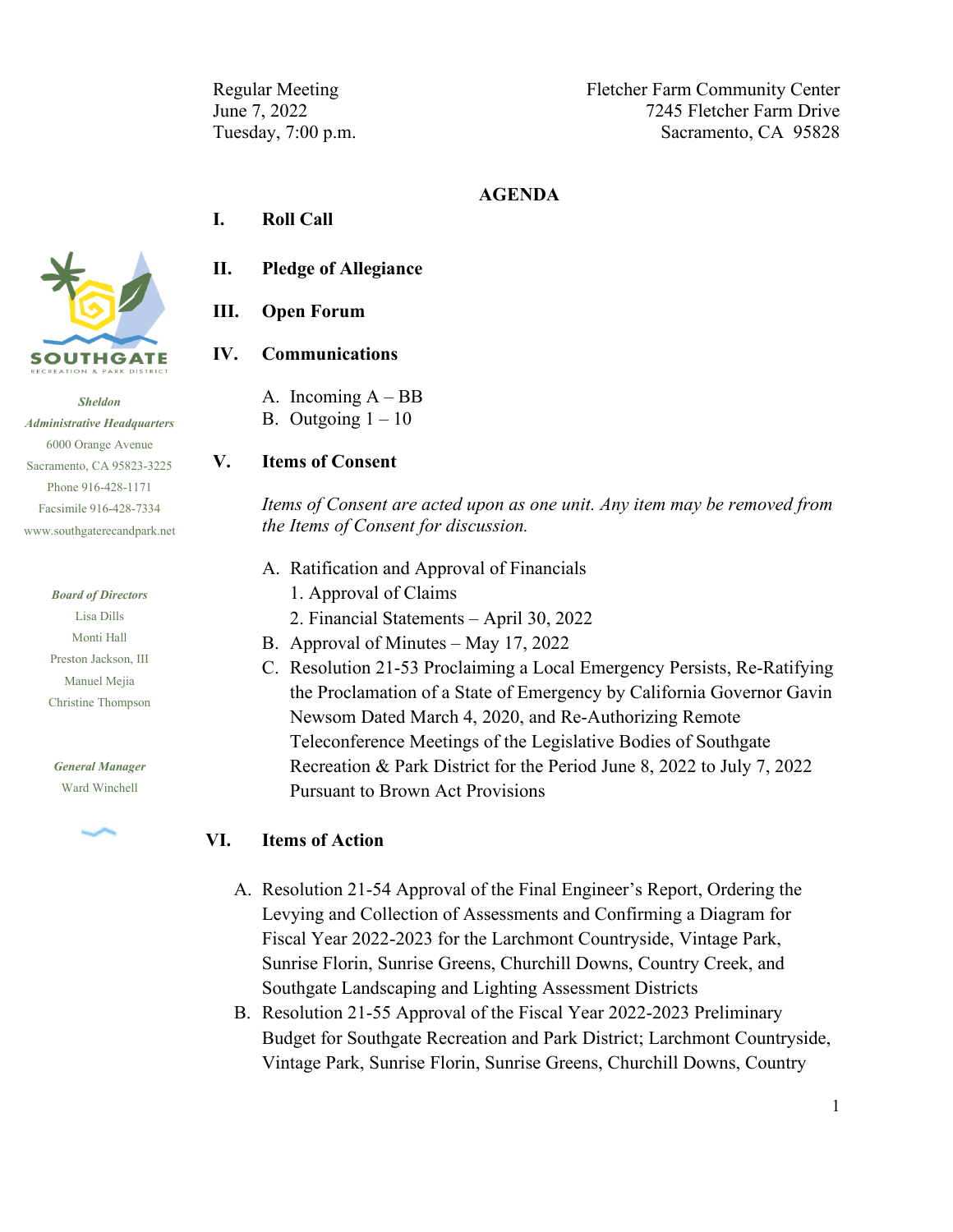Regular Meeting
June 7, 2022
Tuesday, 7:00 p.m.

Fletcher Farm Community Center
7245 Fletcher Farm Drive
Sacramento, CA 95828

SOUTHGATE
RECREATION & PARK DISTRICT

***Sheldon Administrative Headquarters***
6000 Orange Avenue
Sacramento, CA 95823-3225
Phone 916-428-1171
Facsimile 916-428-7334
www.southgaterecandpark.net

***Board of Directors***
Lisa Dills
Monti Hall
Preston Jackson, III
Manuel Mejia
Christine Thompson

***General Manager***
Ward Winchell

## AGENDA

**I. Roll Call**

**II. Pledge of Allegiance**

**III. Open Forum**

**IV. Communications**

A. Incoming A – BB
B. Outgoing 1 – 10

**V. Items of Consent**

*Items of Consent are acted upon as one unit. Any item may be removed from the Items of Consent for discussion.*

A. Ratification and Approval of Financials
   1. Approval of Claims
   2. Financial Statements – April 30, 2022
B. Approval of Minutes – May 17, 2022
C. Resolution 21-53 Proclaiming a Local Emergency Persists, Re-Ratifying the Proclamation of a State of Emergency by California Governor Gavin Newsom Dated March 4, 2020, and Re-Authorizing Remote Teleconference Meetings of the Legislative Bodies of Southgate Recreation & Park District for the Period June 8, 2022 to July 7, 2022 Pursuant to Brown Act Provisions

**VI. Items of Action**

A. Resolution 21-54 Approval of the Final Engineer's Report, Ordering the Levying and Collection of Assessments and Confirming a Diagram for Fiscal Year 2022-2023 for the Larchmont Countryside, Vintage Park, Sunrise Florin, Sunrise Greens, Churchill Downs, Country Creek, and Southgate Landscaping and Lighting Assessment Districts
B. Resolution 21-55 Approval of the Fiscal Year 2022-2023 Preliminary Budget for Southgate Recreation and Park District; Larchmont Countryside, Vintage Park, Sunrise Florin, Sunrise Greens, Churchill Downs, Country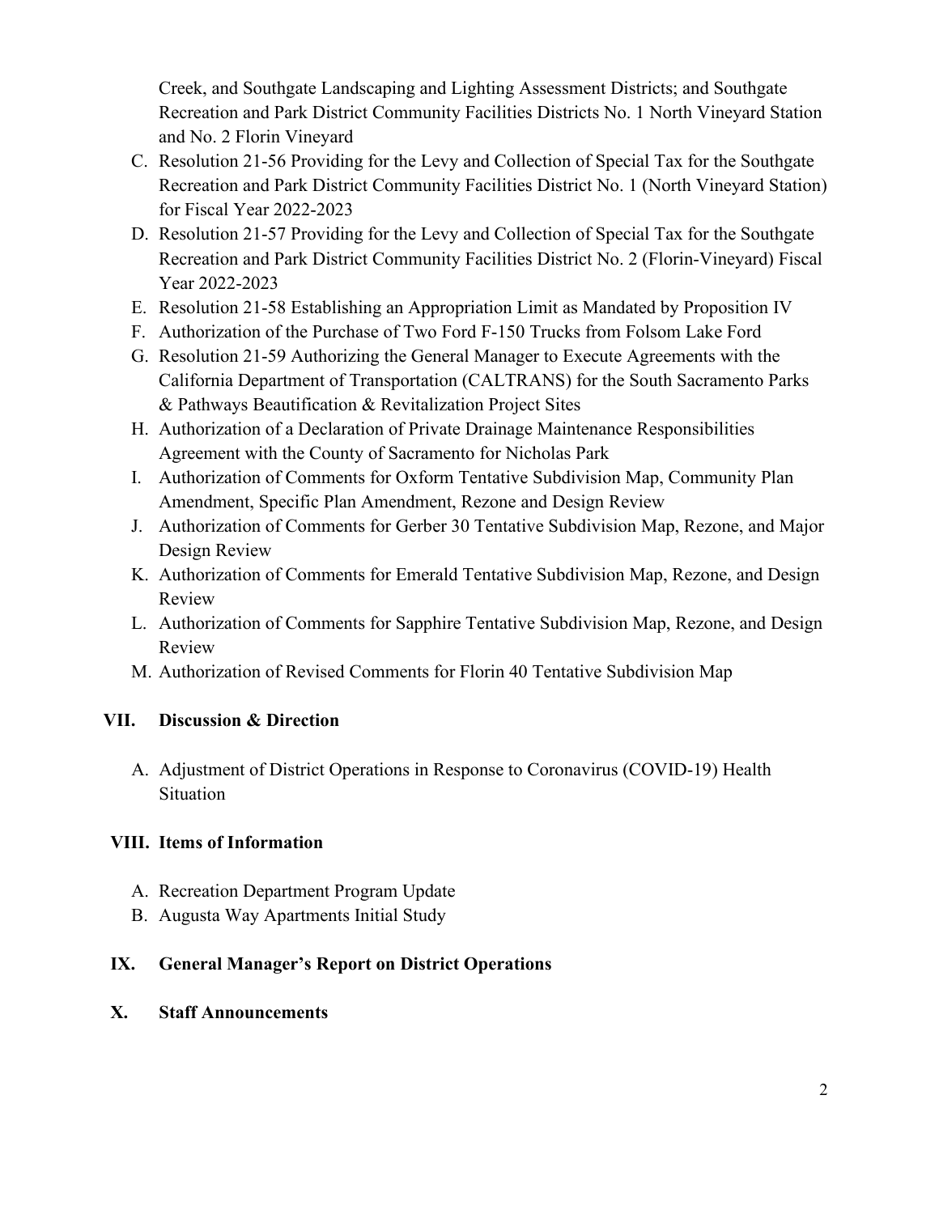Creek, and Southgate Landscaping and Lighting Assessment Districts; and Southgate Recreation and Park District Community Facilities Districts No. 1 North Vineyard Station and No. 2 Florin Vineyard

C. Resolution 21-56 Providing for the Levy and Collection of Special Tax for the Southgate Recreation and Park District Community Facilities District No. 1 (North Vineyard Station) for Fiscal Year 2022-2023
D. Resolution 21-57 Providing for the Levy and Collection of Special Tax for the Southgate Recreation and Park District Community Facilities District No. 2 (Florin-Vineyard) Fiscal Year 2022-2023
E. Resolution 21-58 Establishing an Appropriation Limit as Mandated by Proposition IV
F. Authorization of the Purchase of Two Ford F-150 Trucks from Folsom Lake Ford
G. Resolution 21-59 Authorizing the General Manager to Execute Agreements with the California Department of Transportation (CALTRANS) for the South Sacramento Parks & Pathways Beautification & Revitalization Project Sites
H. Authorization of a Declaration of Private Drainage Maintenance Responsibilities Agreement with the County of Sacramento for Nicholas Park
I. Authorization of Comments for Oxform Tentative Subdivision Map, Community Plan Amendment, Specific Plan Amendment, Rezone and Design Review
J. Authorization of Comments for Gerber 30 Tentative Subdivision Map, Rezone, and Major Design Review
K. Authorization of Comments for Emerald Tentative Subdivision Map, Rezone, and Design Review
L. Authorization of Comments for Sapphire Tentative Subdivision Map, Rezone, and Design Review
M. Authorization of Revised Comments for Florin 40 Tentative Subdivision Map

## VII. Discussion & Direction

A. Adjustment of District Operations in Response to Coronavirus (COVID-19) Health Situation

## VIII. Items of Information

A. Recreation Department Program Update
B. Augusta Way Apartments Initial Study

## IX. General Manager's Report on District Operations

## X. Staff Announcements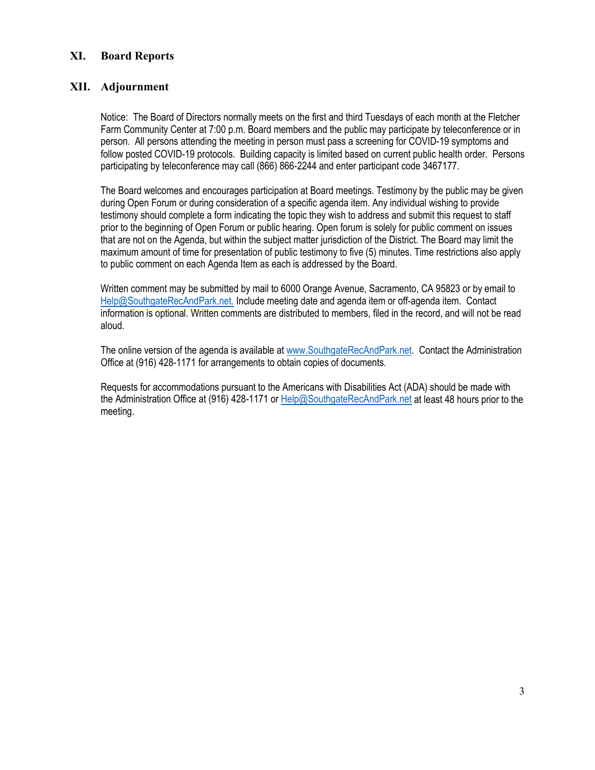## XI. Board Reports

## XII. Adjournment

Notice: The Board of Directors normally meets on the first and third Tuesdays of each month at the Fletcher Farm Community Center at 7:00 p.m. Board members and the public may participate by teleconference or in person. All persons attending the meeting in person must pass a screening for COVID-19 symptoms and follow posted COVID-19 protocols. Building capacity is limited based on current public health order. Persons participating by teleconference may call (866) 866-2244 and enter participant code 3467177.

The Board welcomes and encourages participation at Board meetings. Testimony by the public may be given during Open Forum or during consideration of a specific agenda item. Any individual wishing to provide testimony should complete a form indicating the topic they wish to address and submit this request to staff prior to the beginning of Open Forum or public hearing. Open forum is solely for public comment on issues that are not on the Agenda, but within the subject matter jurisdiction of the District. The Board may limit the maximum amount of time for presentation of public testimony to five (5) minutes. Time restrictions also apply to public comment on each Agenda Item as each is addressed by the Board.

Written comment may be submitted by mail to 6000 Orange Avenue, Sacramento, CA 95823 or by email to Help@SouthgateRecAndPark.net. Include meeting date and agenda item or off-agenda item. Contact information is optional. Written comments are distributed to members, filed in the record, and will not be read aloud.

The online version of the agenda is available at www.SouthgateRecAndPark.net. Contact the Administration Office at (916) 428-1171 for arrangements to obtain copies of documents.

Requests for accommodations pursuant to the Americans with Disabilities Act (ADA) should be made with the Administration Office at (916) 428-1171 or Help@SouthgateRecAndPark.net at least 48 hours prior to the meeting.